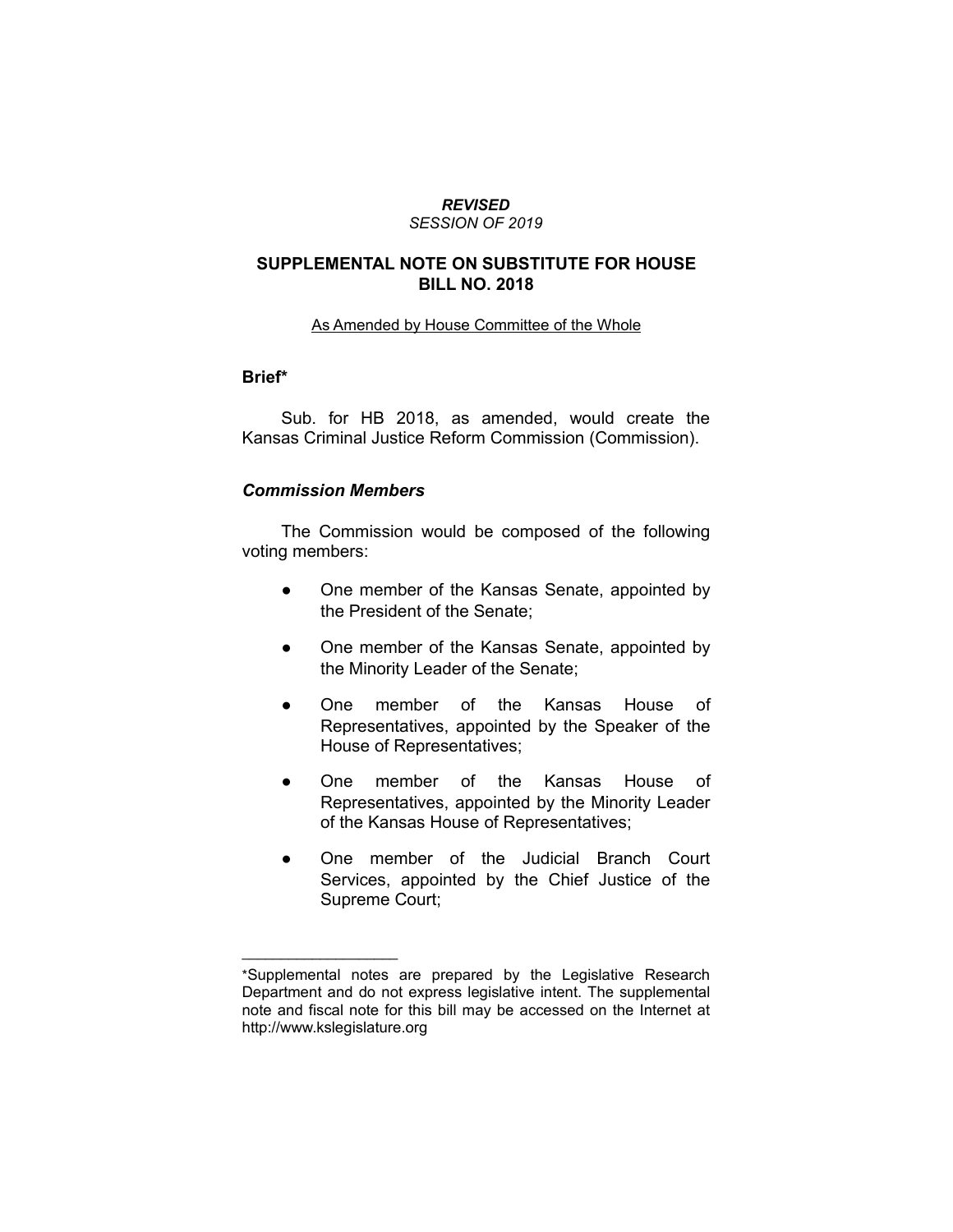***REVISED***
*SESSION OF 2019*

## SUPPLEMENTAL NOTE ON SUBSTITUTE FOR HOUSE BILL NO. 2018

As Amended by House Committee of the Whole

### Brief*

Sub. for HB 2018, as amended, would create the Kansas Criminal Justice Reform Commission (Commission).

### *Commission Members*

The Commission would be composed of the following voting members:

- One member of the Kansas Senate, appointed by the President of the Senate;
- One member of the Kansas Senate, appointed by the Minority Leader of the Senate;
- One member of the Kansas House of Representatives, appointed by the Speaker of the House of Representatives;
- One member of the Kansas House of Representatives, appointed by the Minority Leader of the Kansas House of Representatives;
- One member of the Judicial Branch Court Services, appointed by the Chief Justice of the Supreme Court;

---

*Supplemental notes are prepared by the Legislative Research Department and do not express legislative intent. The supplemental note and fiscal note for this bill may be accessed on the Internet at http://www.kslegislature.org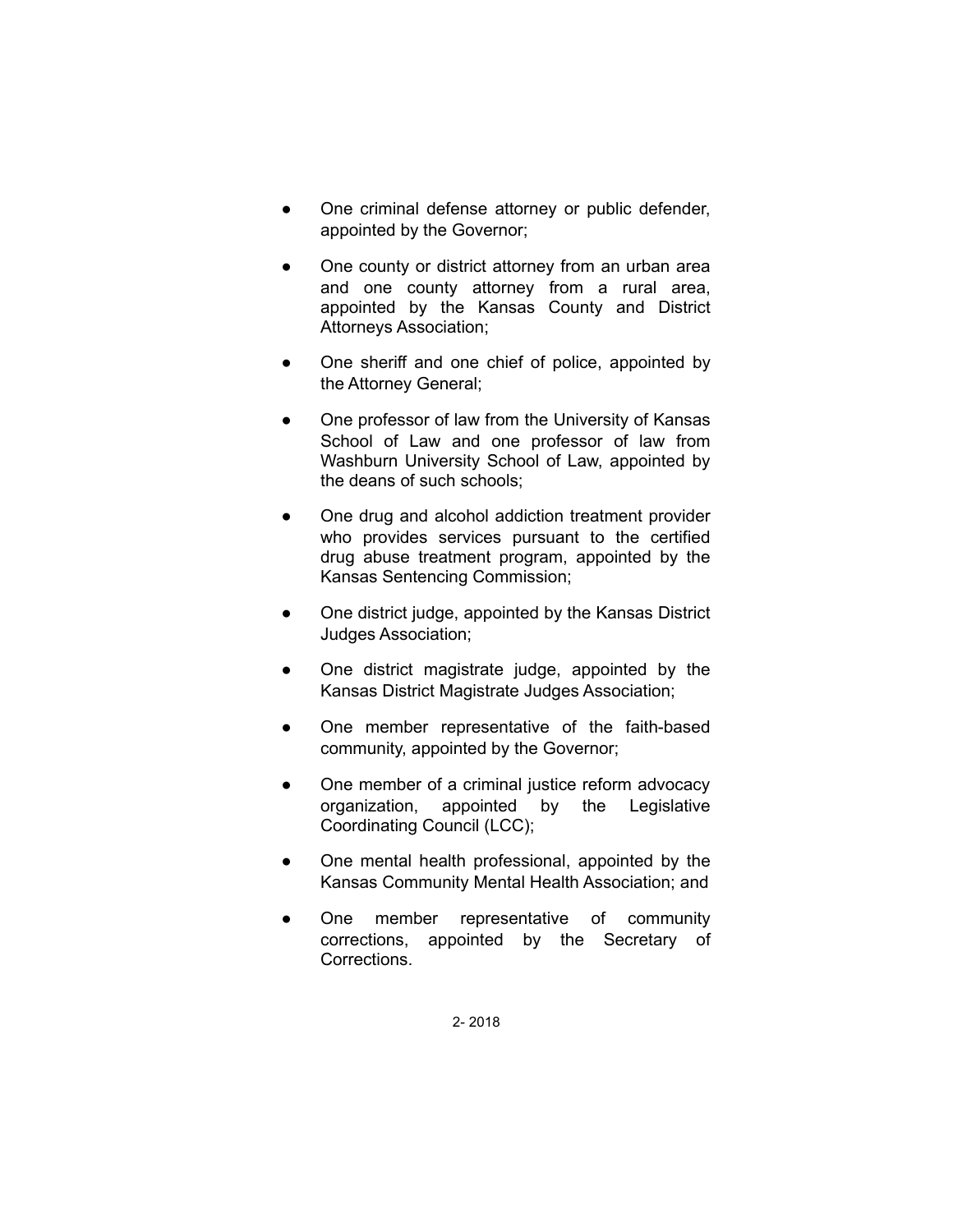- One criminal defense attorney or public defender, appointed by the Governor;
- One county or district attorney from an urban area and one county attorney from a rural area, appointed by the Kansas County and District Attorneys Association;
- One sheriff and one chief of police, appointed by the Attorney General;
- One professor of law from the University of Kansas School of Law and one professor of law from Washburn University School of Law, appointed by the deans of such schools;
- One drug and alcohol addiction treatment provider who provides services pursuant to the certified drug abuse treatment program, appointed by the Kansas Sentencing Commission;
- One district judge, appointed by the Kansas District Judges Association;
- One district magistrate judge, appointed by the Kansas District Magistrate Judges Association;
- One member representative of the faith-based community, appointed by the Governor;
- One member of a criminal justice reform advocacy organization, appointed by the Legislative Coordinating Council (LCC);
- One mental health professional, appointed by the Kansas Community Mental Health Association; and
- One member representative of community corrections, appointed by the Secretary of Corrections.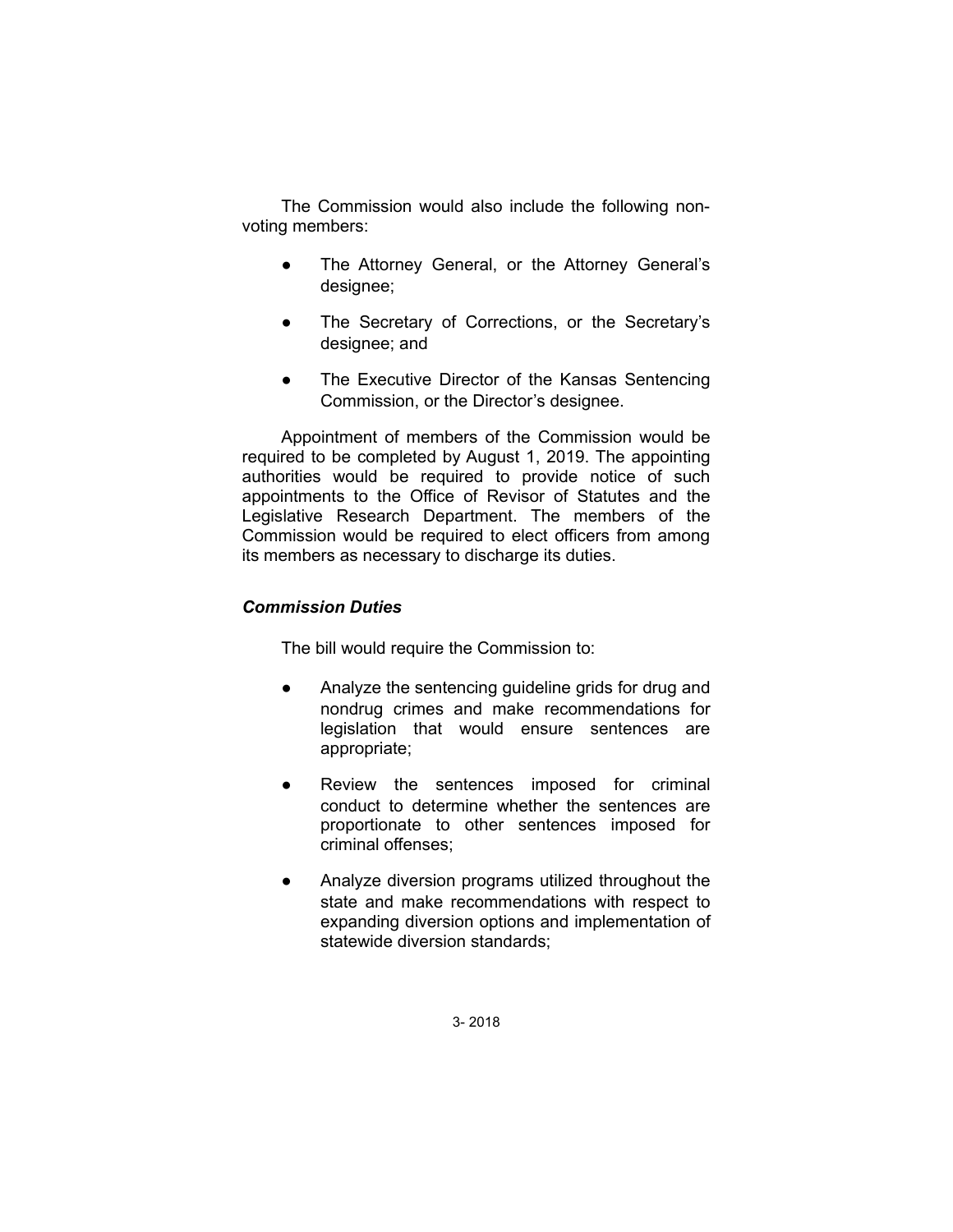The Commission would also include the following non-voting members:

- The Attorney General, or the Attorney General's designee;
- The Secretary of Corrections, or the Secretary's designee; and
- The Executive Director of the Kansas Sentencing Commission, or the Director's designee.

Appointment of members of the Commission would be required to be completed by August 1, 2019. The appointing authorities would be required to provide notice of such appointments to the Office of Revisor of Statutes and the Legislative Research Department. The members of the Commission would be required to elect officers from among its members as necessary to discharge its duties.

***Commission Duties***

The bill would require the Commission to:

- Analyze the sentencing guideline grids for drug and nondrug crimes and make recommendations for legislation that would ensure sentences are appropriate;
- Review the sentences imposed for criminal conduct to determine whether the sentences are proportionate to other sentences imposed for criminal offenses;
- Analyze diversion programs utilized throughout the state and make recommendations with respect to expanding diversion options and implementation of statewide diversion standards;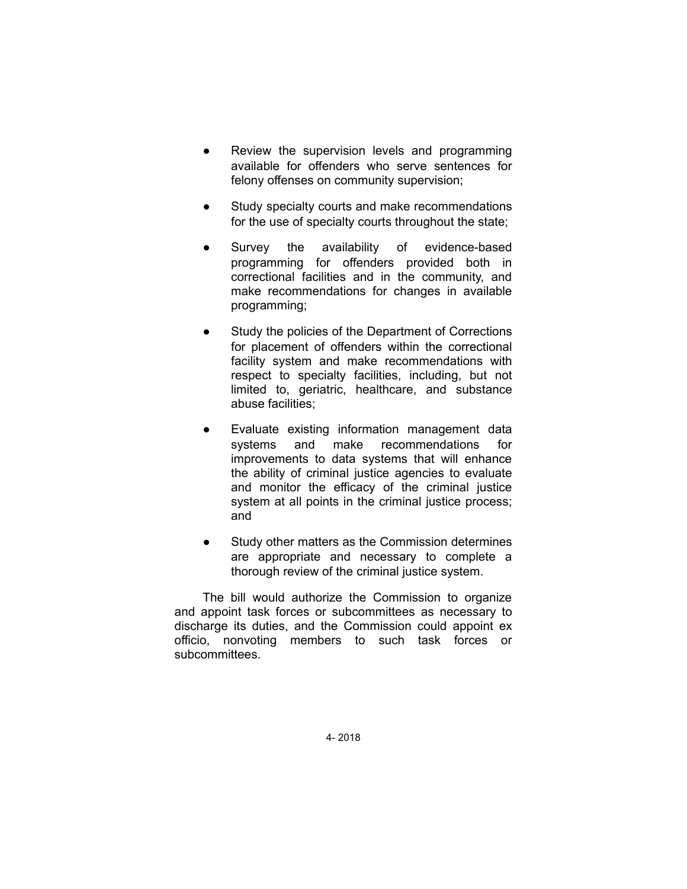- Review the supervision levels and programming available for offenders who serve sentences for felony offenses on community supervision;

- Study specialty courts and make recommendations for the use of specialty courts throughout the state;

- Survey the availability of evidence-based programming for offenders provided both in correctional facilities and in the community, and make recommendations for changes in available programming;

- Study the policies of the Department of Corrections for placement of offenders within the correctional facility system and make recommendations with respect to specialty facilities, including, but not limited to, geriatric, healthcare, and substance abuse facilities;

- Evaluate existing information management data systems and make recommendations for improvements to data systems that will enhance the ability of criminal justice agencies to evaluate and monitor the efficacy of the criminal justice system at all points in the criminal justice process; and

- Study other matters as the Commission determines are appropriate and necessary to complete a thorough review of the criminal justice system.

The bill would authorize the Commission to organize and appoint task forces or subcommittees as necessary to discharge its duties, and the Commission could appoint ex officio, nonvoting members to such task forces or subcommittees.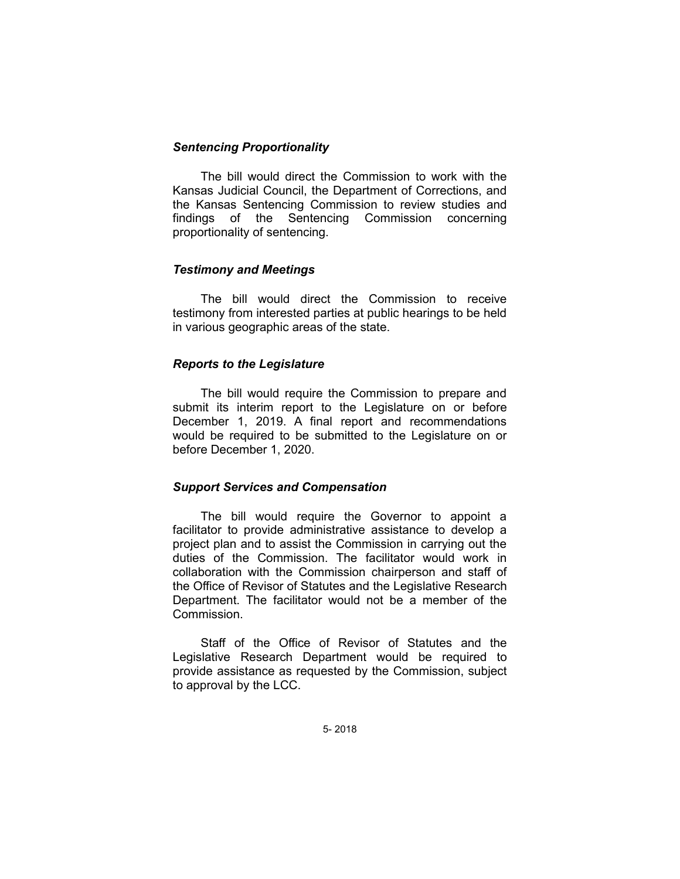***Sentencing Proportionality***

The bill would direct the Commission to work with the Kansas Judicial Council, the Department of Corrections, and the Kansas Sentencing Commission to review studies and findings of the Sentencing Commission concerning proportionality of sentencing.

***Testimony and Meetings***

The bill would direct the Commission to receive testimony from interested parties at public hearings to be held in various geographic areas of the state.

***Reports to the Legislature***

The bill would require the Commission to prepare and submit its interim report to the Legislature on or before December 1, 2019. A final report and recommendations would be required to be submitted to the Legislature on or before December 1, 2020.

***Support Services and Compensation***

The bill would require the Governor to appoint a facilitator to provide administrative assistance to develop a project plan and to assist the Commission in carrying out the duties of the Commission. The facilitator would work in collaboration with the Commission chairperson and staff of the Office of Revisor of Statutes and the Legislative Research Department. The facilitator would not be a member of the Commission.

Staff of the Office of Revisor of Statutes and the Legislative Research Department would be required to provide assistance as requested by the Commission, subject to approval by the LCC.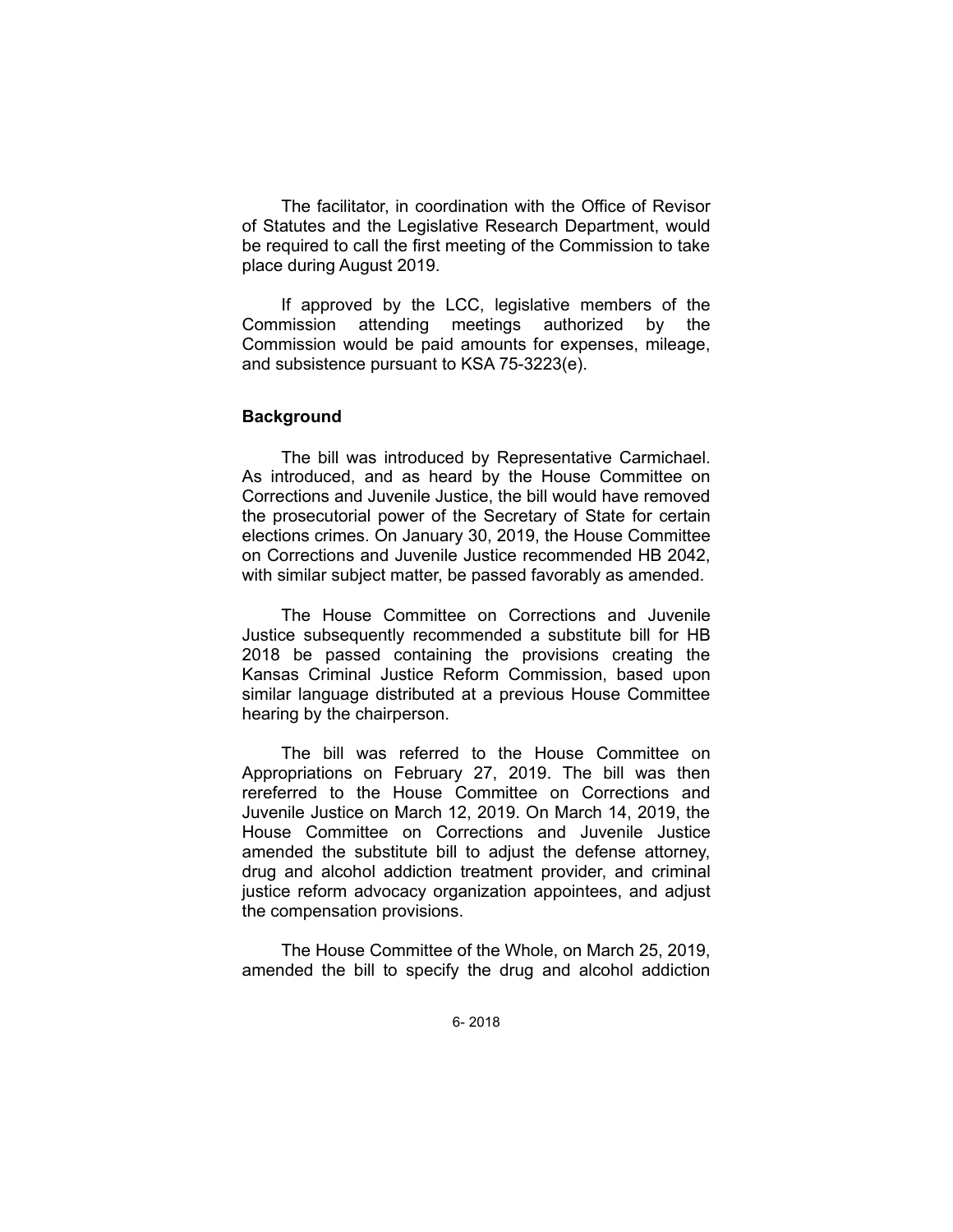The facilitator, in coordination with the Office of Revisor of Statutes and the Legislative Research Department, would be required to call the first meeting of the Commission to take place during August 2019.

If approved by the LCC, legislative members of the Commission attending meetings authorized by the Commission would be paid amounts for expenses, mileage, and subsistence pursuant to KSA 75-3223(e).

**Background**

The bill was introduced by Representative Carmichael. As introduced, and as heard by the House Committee on Corrections and Juvenile Justice, the bill would have removed the prosecutorial power of the Secretary of State for certain elections crimes. On January 30, 2019, the House Committee on Corrections and Juvenile Justice recommended HB 2042, with similar subject matter, be passed favorably as amended.

The House Committee on Corrections and Juvenile Justice subsequently recommended a substitute bill for HB 2018 be passed containing the provisions creating the Kansas Criminal Justice Reform Commission, based upon similar language distributed at a previous House Committee hearing by the chairperson.

The bill was referred to the House Committee on Appropriations on February 27, 2019. The bill was then rereferred to the House Committee on Corrections and Juvenile Justice on March 12, 2019. On March 14, 2019, the House Committee on Corrections and Juvenile Justice amended the substitute bill to adjust the defense attorney, drug and alcohol addiction treatment provider, and criminal justice reform advocacy organization appointees, and adjust the compensation provisions.

The House Committee of the Whole, on March 25, 2019, amended the bill to specify the drug and alcohol addiction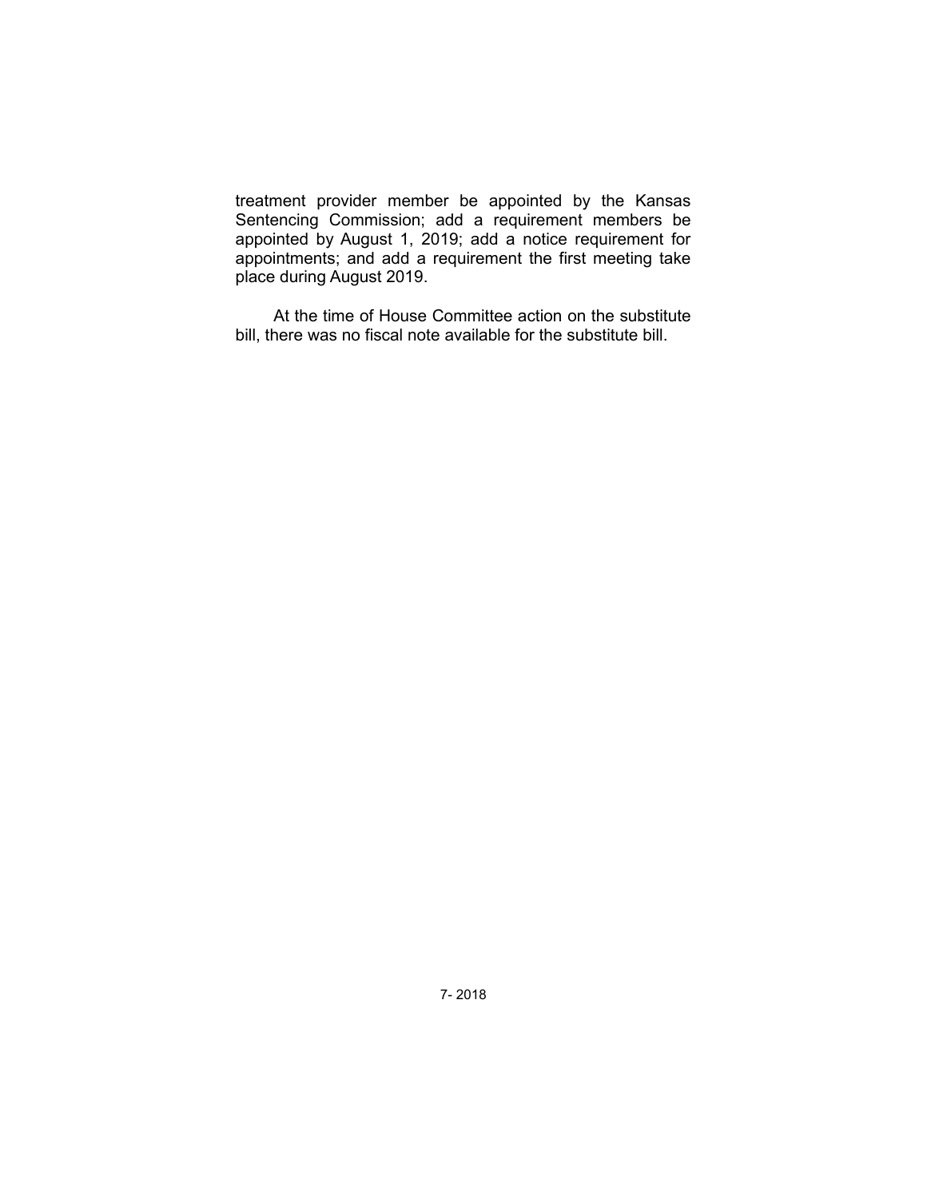treatment provider member be appointed by the Kansas Sentencing Commission; add a requirement members be appointed by August 1, 2019; add a notice requirement for appointments; and add a requirement the first meeting take place during August 2019.

At the time of House Committee action on the substitute bill, there was no fiscal note available for the substitute bill.